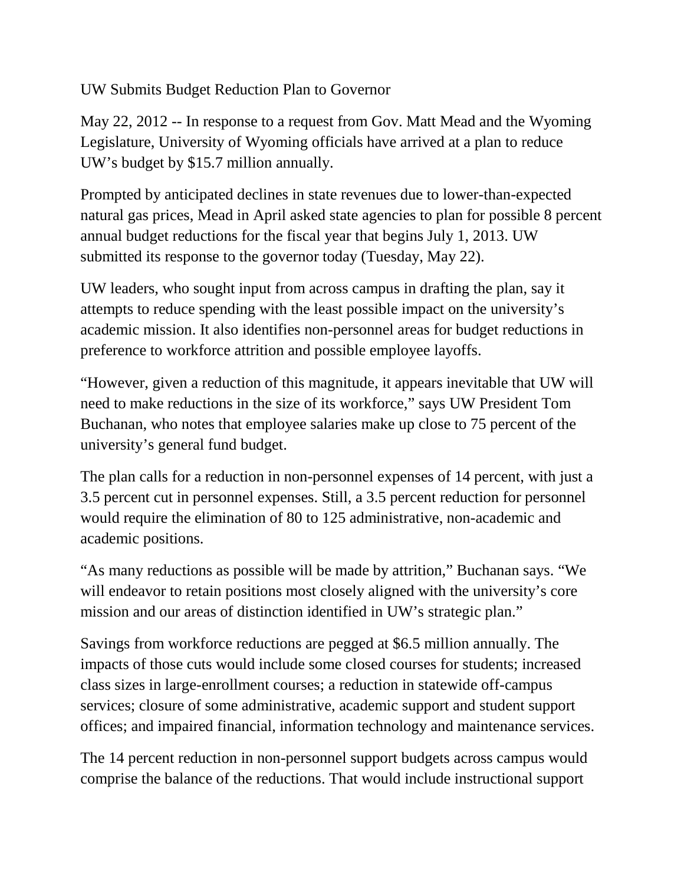# UW Submits Budget Reduction Plan to Governor

May 22, 2012 -- In response to a request from Gov. Matt Mead and the Wyoming Legislature, University of Wyoming officials have arrived at a plan to reduce UW's budget by $15.7 million annually.

Prompted by anticipated declines in state revenues due to lower-than-expected natural gas prices, Mead in April asked state agencies to plan for possible 8 percent annual budget reductions for the fiscal year that begins July 1, 2013. UW submitted its response to the governor today (Tuesday, May 22).

UW leaders, who sought input from across campus in drafting the plan, say it attempts to reduce spending with the least possible impact on the university's academic mission. It also identifies non-personnel areas for budget reductions in preference to workforce attrition and possible employee layoffs.

"However, given a reduction of this magnitude, it appears inevitable that UW will need to make reductions in the size of its workforce," says UW President Tom Buchanan, who notes that employee salaries make up close to 75 percent of the university's general fund budget.

The plan calls for a reduction in non-personnel expenses of 14 percent, with just a 3.5 percent cut in personnel expenses. Still, a 3.5 percent reduction for personnel would require the elimination of 80 to 125 administrative, non-academic and academic positions.

"As many reductions as possible will be made by attrition," Buchanan says. "We will endeavor to retain positions most closely aligned with the university's core mission and our areas of distinction identified in UW's strategic plan."

Savings from workforce reductions are pegged at $6.5 million annually. The impacts of those cuts would include some closed courses for students; increased class sizes in large-enrollment courses; a reduction in statewide off-campus services; closure of some administrative, academic support and student support offices; and impaired financial, information technology and maintenance services.

The 14 percent reduction in non-personnel support budgets across campus would comprise the balance of the reductions. That would include instructional support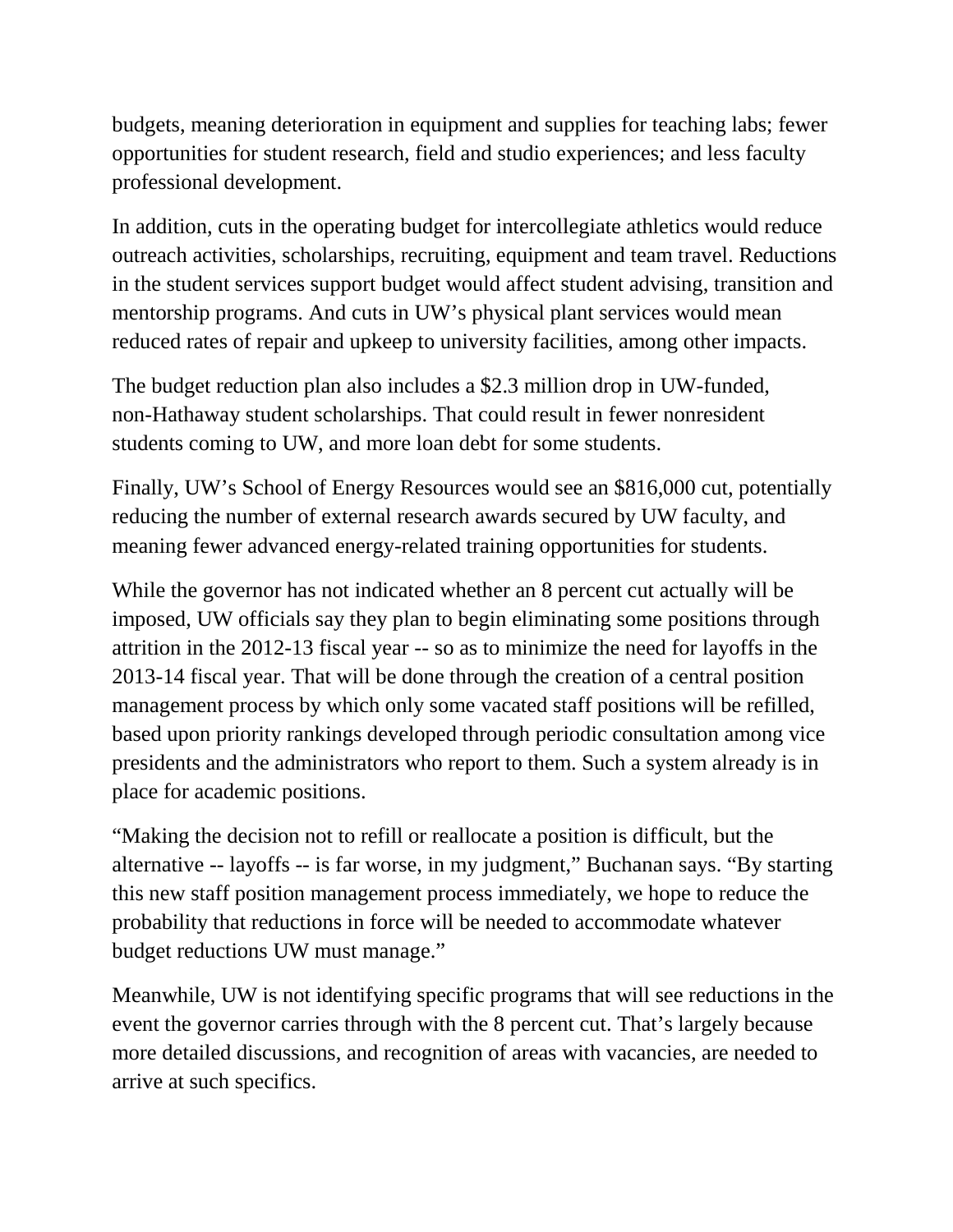budgets, meaning deterioration in equipment and supplies for teaching labs; fewer opportunities for student research, field and studio experiences; and less faculty professional development.

In addition, cuts in the operating budget for intercollegiate athletics would reduce outreach activities, scholarships, recruiting, equipment and team travel. Reductions in the student services support budget would affect student advising, transition and mentorship programs. And cuts in UW's physical plant services would mean reduced rates of repair and upkeep to university facilities, among other impacts.

The budget reduction plan also includes a $2.3 million drop in UW-funded, non-Hathaway student scholarships. That could result in fewer nonresident students coming to UW, and more loan debt for some students.

Finally, UW's School of Energy Resources would see an $816,000 cut, potentially reducing the number of external research awards secured by UW faculty, and meaning fewer advanced energy-related training opportunities for students.

While the governor has not indicated whether an 8 percent cut actually will be imposed, UW officials say they plan to begin eliminating some positions through attrition in the 2012-13 fiscal year -- so as to minimize the need for layoffs in the 2013-14 fiscal year. That will be done through the creation of a central position management process by which only some vacated staff positions will be refilled, based upon priority rankings developed through periodic consultation among vice presidents and the administrators who report to them. Such a system already is in place for academic positions.

"Making the decision not to refill or reallocate a position is difficult, but the alternative -- layoffs -- is far worse, in my judgment," Buchanan says. "By starting this new staff position management process immediately, we hope to reduce the probability that reductions in force will be needed to accommodate whatever budget reductions UW must manage."

Meanwhile, UW is not identifying specific programs that will see reductions in the event the governor carries through with the 8 percent cut. That's largely because more detailed discussions, and recognition of areas with vacancies, are needed to arrive at such specifics.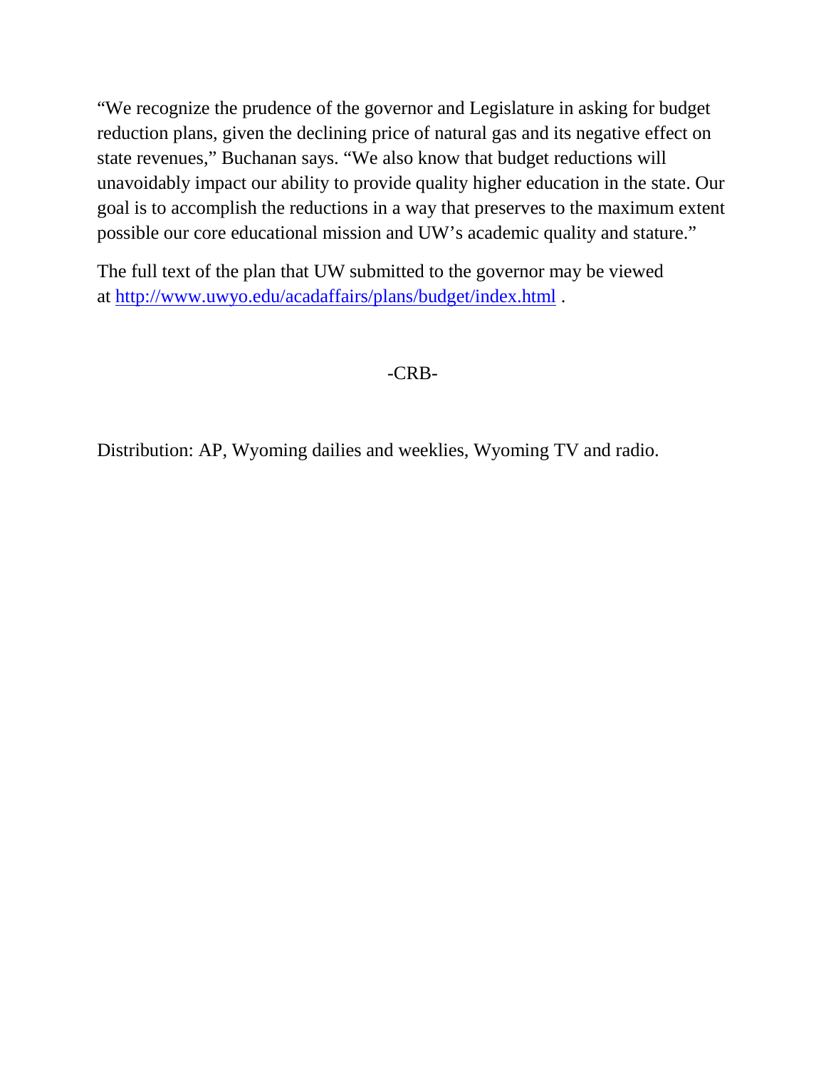"We recognize the prudence of the governor and Legislature in asking for budget reduction plans, given the declining price of natural gas and its negative effect on state revenues," Buchanan says. "We also know that budget reductions will unavoidably impact our ability to provide quality higher education in the state. Our goal is to accomplish the reductions in a way that preserves to the maximum extent possible our core educational mission and UW's academic quality and stature."

The full text of the plan that UW submitted to the governor may be viewed at [http://www.uwyo.edu/acadaffairs/plans/budget/index.html](http://www.uwyo.edu/acadaffairs/plans/budget/index.html) .

-CRB-

Distribution: AP, Wyoming dailies and weeklies, Wyoming TV and radio.